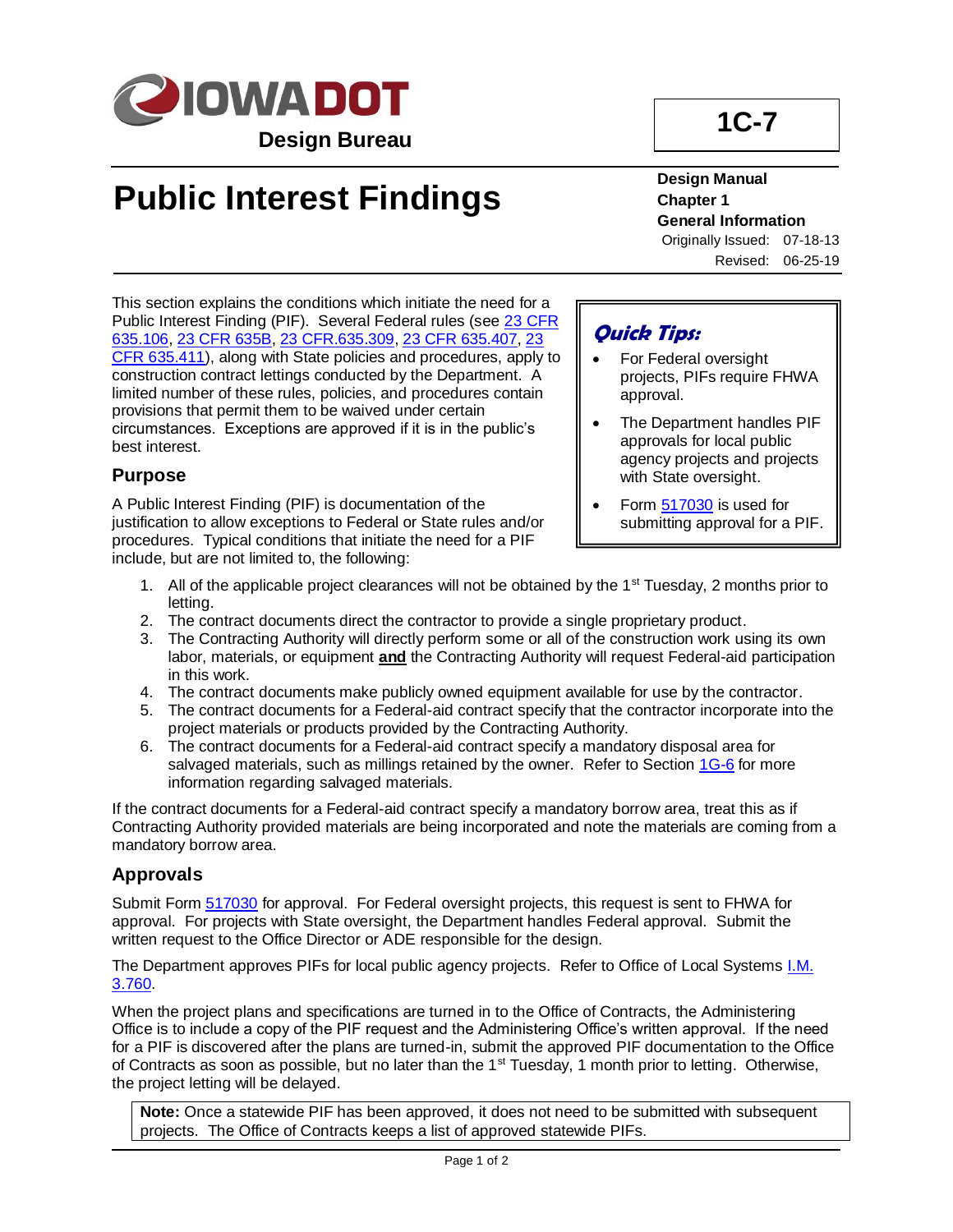**IOWA DOT**

**Design Bureau**

**1C-7**

# Public Interest Findings

**Design Manual**
**Chapter 1**
**General Information**

Originally Issued: 07-18-13
Revised: 06-25-19

This section explains the conditions which initiate the need for a Public Interest Finding (PIF). Several Federal rules (see 23 CFR 635.106, 23 CFR 635B, 23 CFR.635.309, 23 CFR 635.407, 23 CFR 635.411), along with State policies and procedures, apply to construction contract lettings conducted by the Department. A limited number of these rules, policies, and procedures contain provisions that permit them to be waived under certain circumstances. Exceptions are approved if it is in the public's best interest.

> ***Quick Tips:***
>
> - For Federal oversight projects, PIFs require FHWA approval.
> - The Department handles PIF approvals for local public agency projects and projects with State oversight.
> - Form 517030 is used for submitting approval for a PIF.

## Purpose

A Public Interest Finding (PIF) is documentation of the justification to allow exceptions to Federal or State rules and/or procedures. Typical conditions that initiate the need for a PIF include, but are not limited to, the following:

1. All of the applicable project clearances will not be obtained by the 1st Tuesday, 2 months prior to letting.
2. The contract documents direct the contractor to provide a single proprietary product.
3. The Contracting Authority will directly perform some or all of the construction work using its own labor, materials, or equipment **and** the Contracting Authority will request Federal-aid participation in this work.
4. The contract documents make publicly owned equipment available for use by the contractor.
5. The contract documents for a Federal-aid contract specify that the contractor incorporate into the project materials or products provided by the Contracting Authority.
6. The contract documents for a Federal-aid contract specify a mandatory disposal area for salvaged materials, such as millings retained by the owner. Refer to Section 1G-6 for more information regarding salvaged materials.

If the contract documents for a Federal-aid contract specify a mandatory borrow area, treat this as if Contracting Authority provided materials are being incorporated and note the materials are coming from a mandatory borrow area.

## Approvals

Submit Form 517030 for approval. For Federal oversight projects, this request is sent to FHWA for approval. For projects with State oversight, the Department handles Federal approval. Submit the written request to the Office Director or ADE responsible for the design.

The Department approves PIFs for local public agency projects. Refer to Office of Local Systems I.M. 3.760.

When the project plans and specifications are turned in to the Office of Contracts, the Administering Office is to include a copy of the PIF request and the Administering Office's written approval. If the need for a PIF is discovered after the plans are turned-in, submit the approved PIF documentation to the Office of Contracts as soon as possible, but no later than the 1st Tuesday, 1 month prior to letting. Otherwise, the project letting will be delayed.

> **Note:** Once a statewide PIF has been approved, it does not need to be submitted with subsequent projects. The Office of Contracts keeps a list of approved statewide PIFs.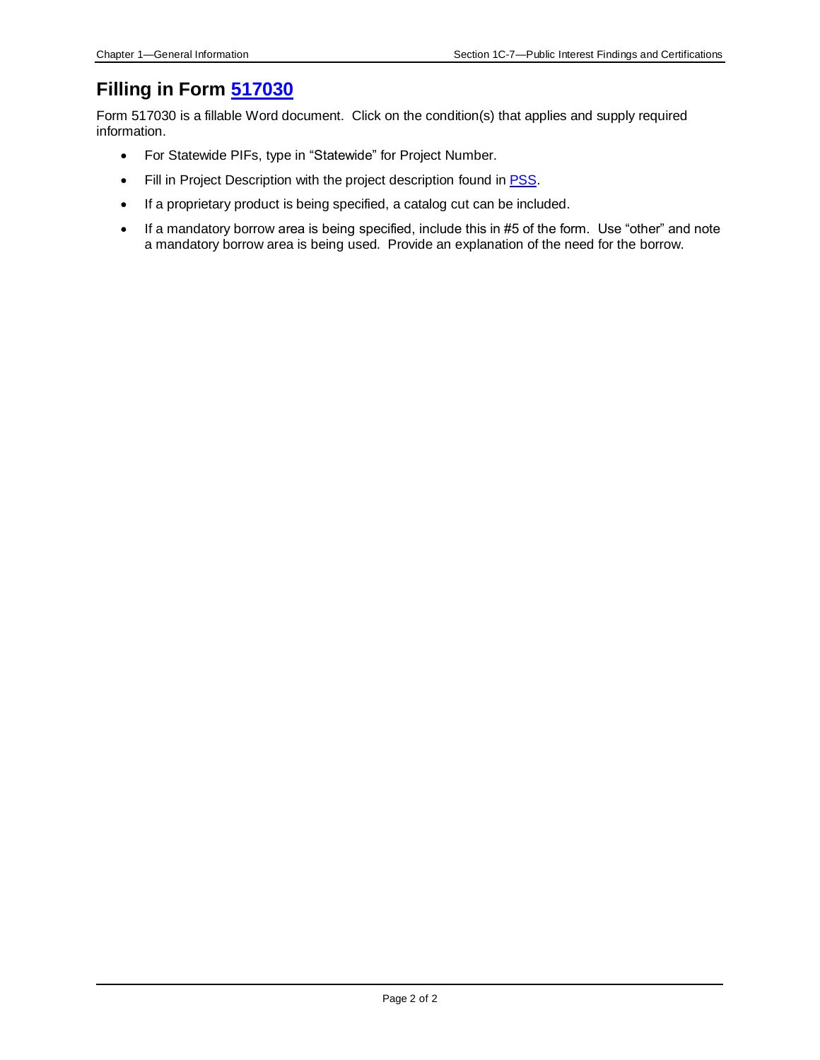## Filling in Form 517030

Form 517030 is a fillable Word document. Click on the condition(s) that applies and supply required information.

- For Statewide PIFs, type in “Statewide” for Project Number.
- Fill in Project Description with the project description found in PSS.
- If a proprietary product is being specified, a catalog cut can be included.
- If a mandatory borrow area is being specified, include this in #5 of the form. Use “other” and note a mandatory borrow area is being used. Provide an explanation of the need for the borrow.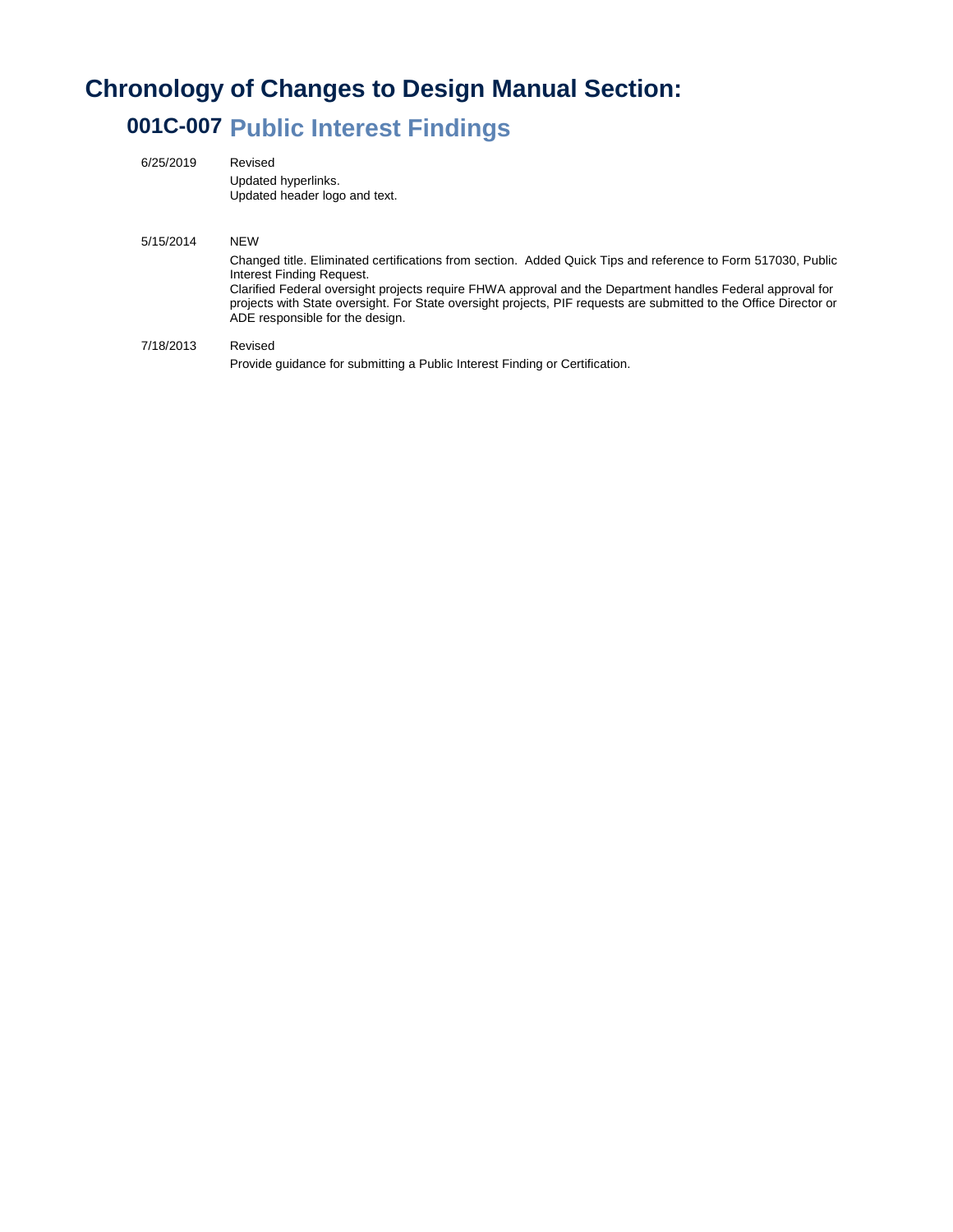# Chronology of Changes to Design Manual Section:

## 001C-007 Public Interest Findings

6/25/2019 Revised

Updated hyperlinks.
Updated header logo and text.

5/15/2014 NEW

Changed title. Eliminated certifications from section. Added Quick Tips and reference to Form 517030, Public Interest Finding Request.
Clarified Federal oversight projects require FHWA approval and the Department handles Federal approval for projects with State oversight. For State oversight projects, PIF requests are submitted to the Office Director or ADE responsible for the design.

7/18/2013 Revised

Provide guidance for submitting a Public Interest Finding or Certification.